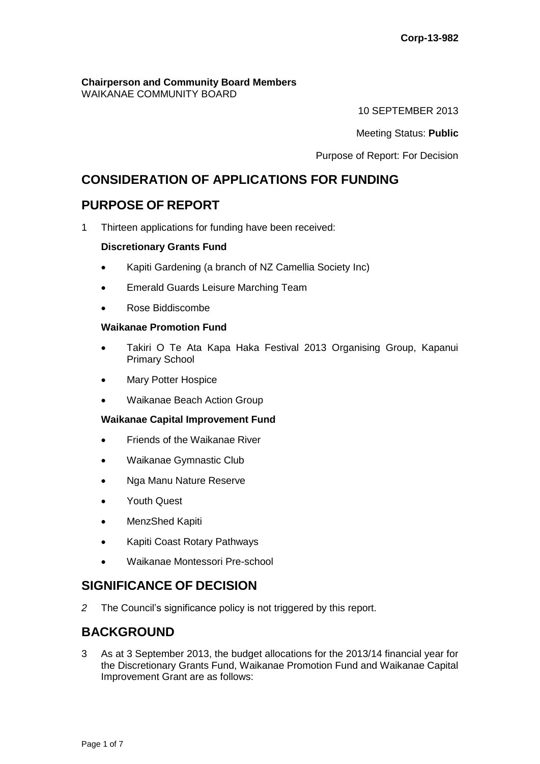**Corp-13-982**

**Chairperson and Community Board Members**
WAIKANAE COMMUNITY BOARD

10 SEPTEMBER 2013

Meeting Status: **Public**

Purpose of Report: For Decision

# CONSIDERATION OF APPLICATIONS FOR FUNDING

## PURPOSE OF REPORT

1 Thirteen applications for funding have been received:

**Discretionary Grants Fund**

- Kapiti Gardening (a branch of NZ Camellia Society Inc)
- Emerald Guards Leisure Marching Team
- Rose Biddiscombe

**Waikanae Promotion Fund**

- Takiri O Te Ata Kapa Haka Festival 2013 Organising Group, Kapanui Primary School
- Mary Potter Hospice
- Waikanae Beach Action Group

**Waikanae Capital Improvement Fund**

- Friends of the Waikanae River
- Waikanae Gymnastic Club
- Nga Manu Nature Reserve
- Youth Quest
- MenzShed Kapiti
- Kapiti Coast Rotary Pathways
- Waikanae Montessori Pre-school

## SIGNIFICANCE OF DECISION

*2* The Council's significance policy is not triggered by this report.

## BACKGROUND

3 As at 3 September 2013, the budget allocations for the 2013/14 financial year for the Discretionary Grants Fund, Waikanae Promotion Fund and Waikanae Capital Improvement Grant are as follows: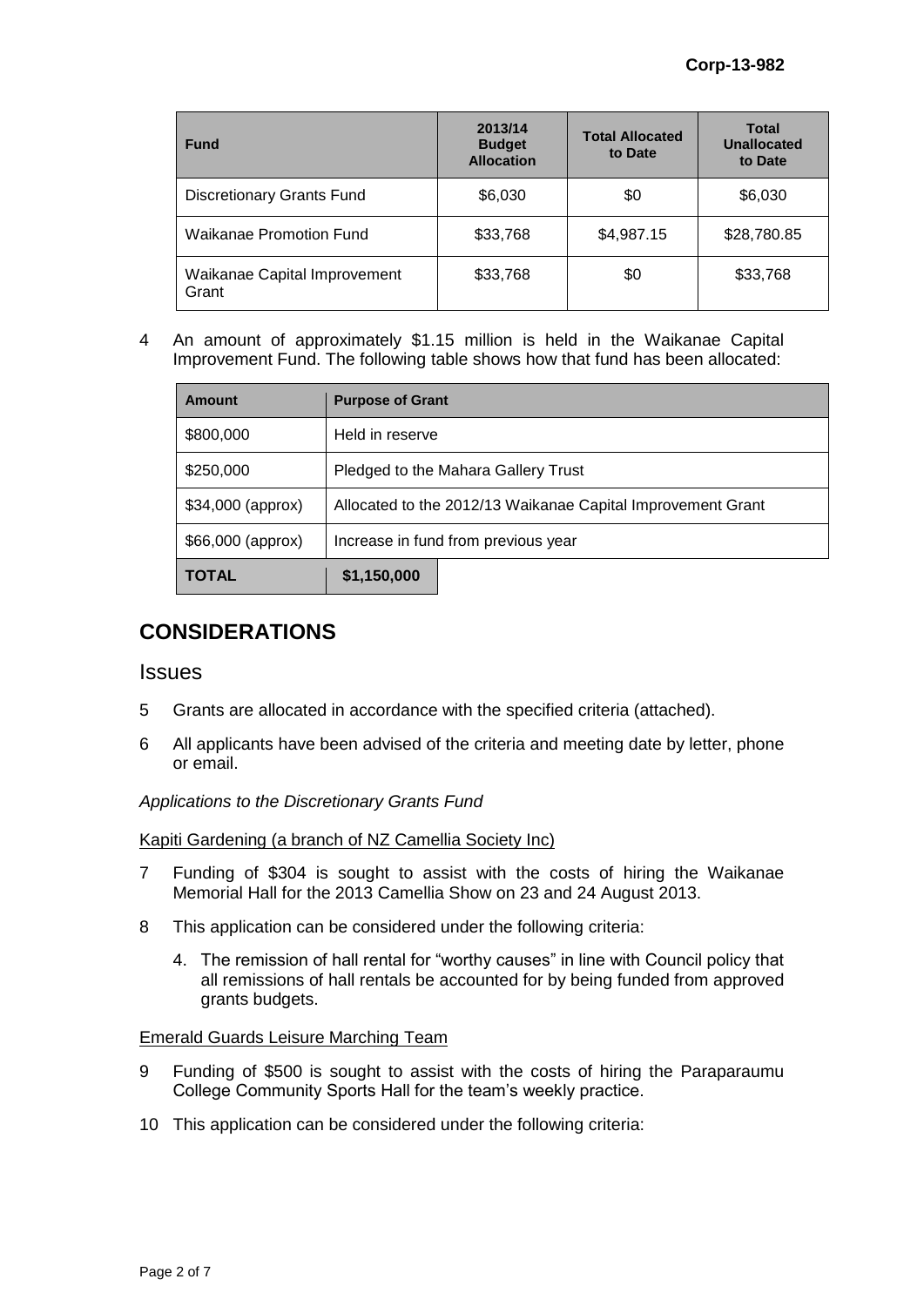| Fund | 2013/14 Budget Allocation | Total Allocated to Date | Total Unallocated to Date |
|---|---|---|---|
| Discretionary Grants Fund | $6,030 | $0 | $6,030 |
| Waikanae Promotion Fund | $33,768 | $4,987.15 | $28,780.85 |
| Waikanae Capital Improvement Grant | $33,768 | $0 | $33,768 |

4 An amount of approximately $1.15 million is held in the Waikanae Capital Improvement Fund. The following table shows how that fund has been allocated:

| Amount | Purpose of Grant |
|---|---|
| $800,000 | Held in reserve |
| $250,000 | Pledged to the Mahara Gallery Trust |
| $34,000 (approx) | Allocated to the 2012/13 Waikanae Capital Improvement Grant |
| $66,000 (approx) | Increase in fund from previous year |
| **TOTAL** | **$1,150,000** |

# CONSIDERATIONS

## Issues

5 Grants are allocated in accordance with the specified criteria (attached).

6 All applicants have been advised of the criteria and meeting date by letter, phone or email.

*Applications to the Discretionary Grants Fund*

Kapiti Gardening (a branch of NZ Camellia Society Inc)

7 Funding of $304 is sought to assist with the costs of hiring the Waikanae Memorial Hall for the 2013 Camellia Show on 23 and 24 August 2013.

8 This application can be considered under the following criteria:

4. The remission of hall rental for "worthy causes" in line with Council policy that all remissions of hall rentals be accounted for by being funded from approved grants budgets.

Emerald Guards Leisure Marching Team

9 Funding of $500 is sought to assist with the costs of hiring the Paraparaumu College Community Sports Hall for the team's weekly practice.

10 This application can be considered under the following criteria: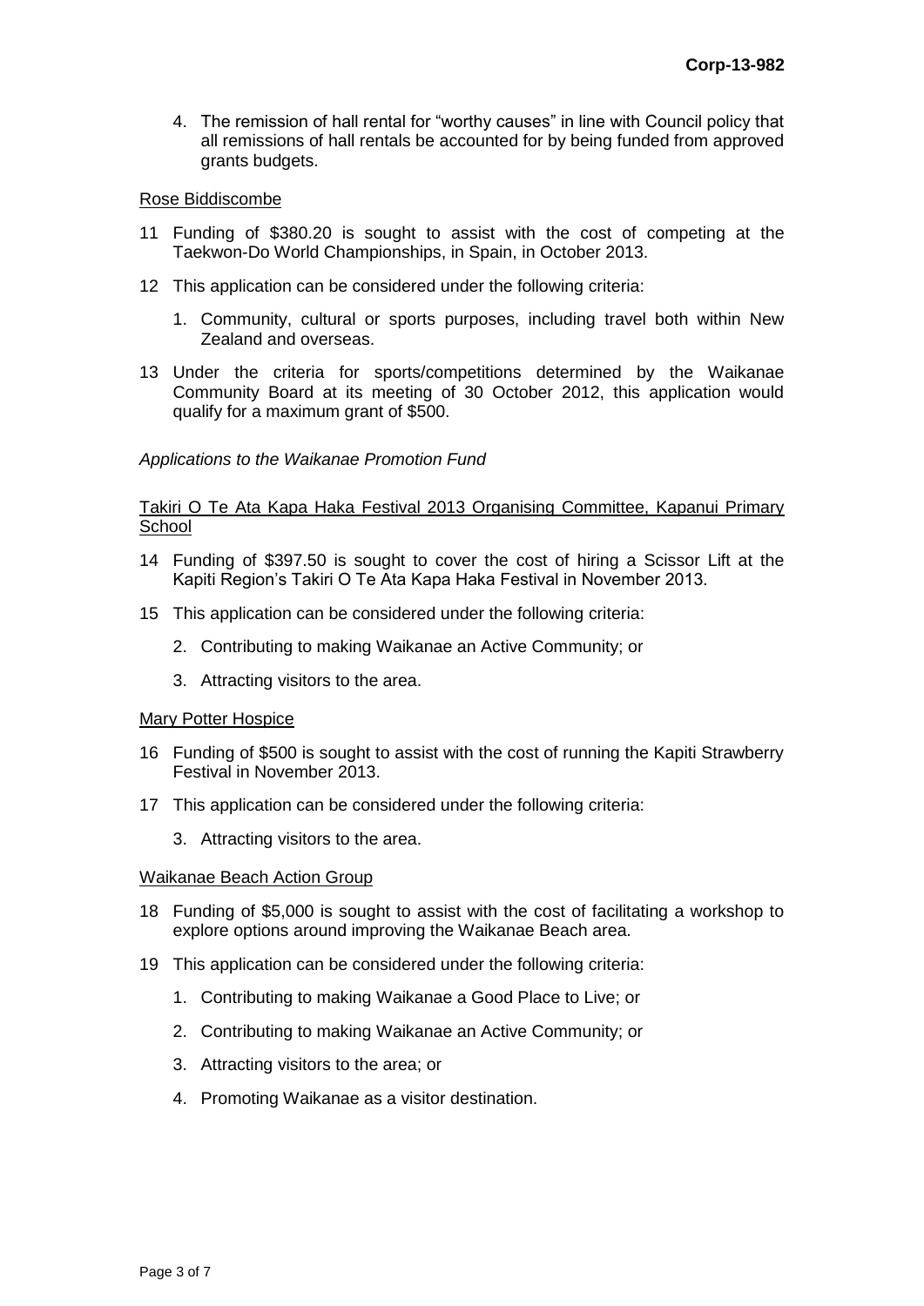4. The remission of hall rental for "worthy causes" in line with Council policy that all remissions of hall rentals be accounted for by being funded from approved grants budgets.

Rose Biddiscombe

11 Funding of $380.20 is sought to assist with the cost of competing at the Taekwon-Do World Championships, in Spain, in October 2013.

12 This application can be considered under the following criteria:

1. Community, cultural or sports purposes, including travel both within New Zealand and overseas.

13 Under the criteria for sports/competitions determined by the Waikanae Community Board at its meeting of 30 October 2012, this application would qualify for a maximum grant of $500.

*Applications to the Waikanae Promotion Fund*

Takiri O Te Ata Kapa Haka Festival 2013 Organising Committee, Kapanui Primary School

14 Funding of $397.50 is sought to cover the cost of hiring a Scissor Lift at the Kapiti Region's Takiri O Te Ata Kapa Haka Festival in November 2013.

15 This application can be considered under the following criteria:

2. Contributing to making Waikanae an Active Community; or
3. Attracting visitors to the area.

Mary Potter Hospice

16 Funding of $500 is sought to assist with the cost of running the Kapiti Strawberry Festival in November 2013.

17 This application can be considered under the following criteria:

3. Attracting visitors to the area.

Waikanae Beach Action Group

18 Funding of $5,000 is sought to assist with the cost of facilitating a workshop to explore options around improving the Waikanae Beach area.

19 This application can be considered under the following criteria:

1. Contributing to making Waikanae a Good Place to Live; or
2. Contributing to making Waikanae an Active Community; or
3. Attracting visitors to the area; or
4. Promoting Waikanae as a visitor destination.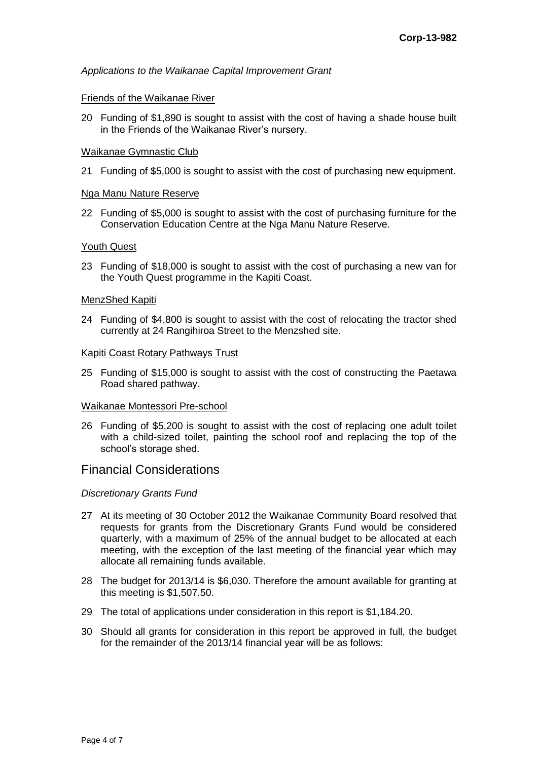*Applications to the Waikanae Capital Improvement Grant*

Friends of the Waikanae River

20 Funding of $1,890 is sought to assist with the cost of having a shade house built in the Friends of the Waikanae River's nursery.

Waikanae Gymnastic Club

21 Funding of $5,000 is sought to assist with the cost of purchasing new equipment.

Nga Manu Nature Reserve

22 Funding of $5,000 is sought to assist with the cost of purchasing furniture for the Conservation Education Centre at the Nga Manu Nature Reserve.

Youth Quest

23 Funding of $18,000 is sought to assist with the cost of purchasing a new van for the Youth Quest programme in the Kapiti Coast.

MenzShed Kapiti

24 Funding of $4,800 is sought to assist with the cost of relocating the tractor shed currently at 24 Rangihiroa Street to the Menzshed site.

Kapiti Coast Rotary Pathways Trust

25 Funding of $15,000 is sought to assist with the cost of constructing the Paetawa Road shared pathway.

Waikanae Montessori Pre-school

26 Funding of $5,200 is sought to assist with the cost of replacing one adult toilet with a child-sized toilet, painting the school roof and replacing the top of the school's storage shed.

## Financial Considerations

*Discretionary Grants Fund*

27 At its meeting of 30 October 2012 the Waikanae Community Board resolved that requests for grants from the Discretionary Grants Fund would be considered quarterly, with a maximum of 25% of the annual budget to be allocated at each meeting, with the exception of the last meeting of the financial year which may allocate all remaining funds available.

28 The budget for 2013/14 is $6,030. Therefore the amount available for granting at this meeting is $1,507.50.

29 The total of applications under consideration in this report is $1,184.20.

30 Should all grants for consideration in this report be approved in full, the budget for the remainder of the 2013/14 financial year will be as follows: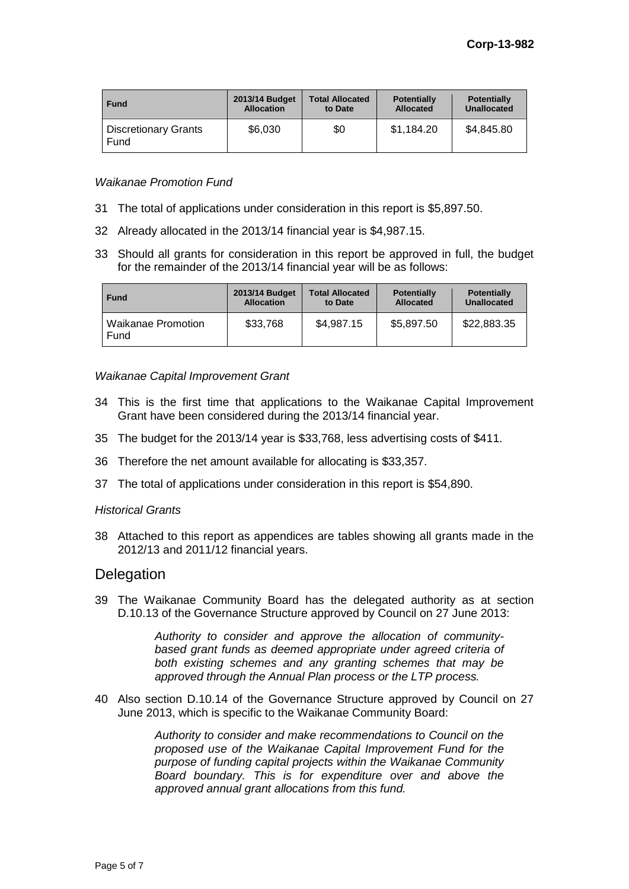| Fund | 2013/14 Budget Allocation | Total Allocated to Date | Potentially Allocated | Potentially Unallocated |
|---|---|---|---|---|
| Discretionary Grants Fund | $6,030 | $0 | $1,184.20 | $4,845.80 |

*Waikanae Promotion Fund*

31 The total of applications under consideration in this report is $5,897.50.

32 Already allocated in the 2013/14 financial year is $4,987.15.

33 Should all grants for consideration in this report be approved in full, the budget for the remainder of the 2013/14 financial year will be as follows:

| Fund | 2013/14 Budget Allocation | Total Allocated to Date | Potentially Allocated | Potentially Unallocated |
|---|---|---|---|---|
| Waikanae Promotion Fund | $33,768 | $4,987.15 | $5,897.50 | $22,883.35 |

*Waikanae Capital Improvement Grant*

34 This is the first time that applications to the Waikanae Capital Improvement Grant have been considered during the 2013/14 financial year.

35 The budget for the 2013/14 year is $33,768, less advertising costs of $411.

36 Therefore the net amount available for allocating is $33,357.

37 The total of applications under consideration in this report is $54,890.

*Historical Grants*

38 Attached to this report as appendices are tables showing all grants made in the 2012/13 and 2011/12 financial years.

## Delegation

39 The Waikanae Community Board has the delegated authority as at section D.10.13 of the Governance Structure approved by Council on 27 June 2013:

> *Authority to consider and approve the allocation of community-based grant funds as deemed appropriate under agreed criteria of both existing schemes and any granting schemes that may be approved through the Annual Plan process or the LTP process.*

40 Also section D.10.14 of the Governance Structure approved by Council on 27 June 2013, which is specific to the Waikanae Community Board:

> *Authority to consider and make recommendations to Council on the proposed use of the Waikanae Capital Improvement Fund for the purpose of funding capital projects within the Waikanae Community Board boundary. This is for expenditure over and above the approved annual grant allocations from this fund.*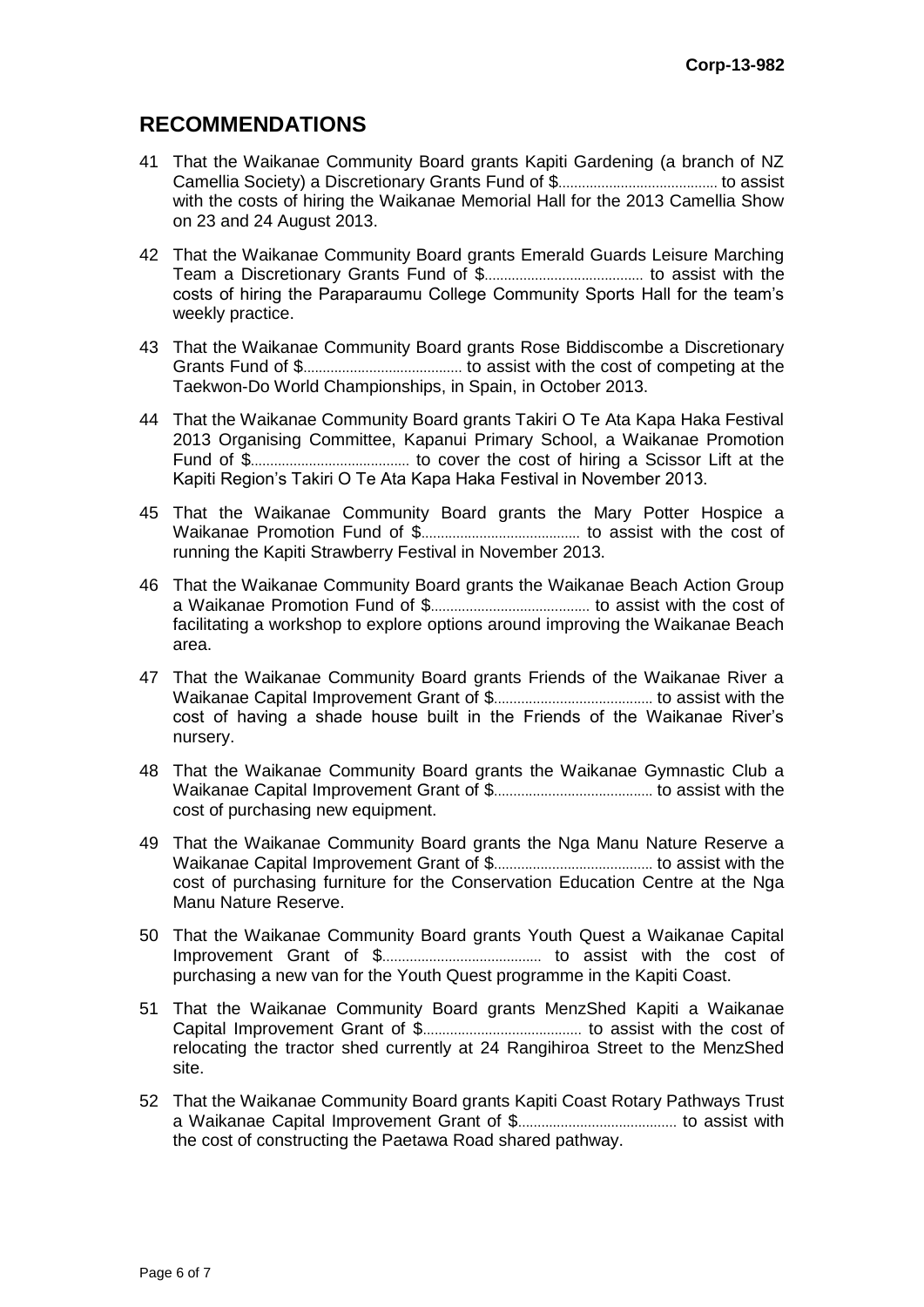## RECOMMENDATIONS

41 That the Waikanae Community Board grants Kapiti Gardening (a branch of NZ Camellia Society) a Discretionary Grants Fund of $........................................ to assist with the costs of hiring the Waikanae Memorial Hall for the 2013 Camellia Show on 23 and 24 August 2013.

42 That the Waikanae Community Board grants Emerald Guards Leisure Marching Team a Discretionary Grants Fund of $........................................ to assist with the costs of hiring the Paraparaumu College Community Sports Hall for the team's weekly practice.

43 That the Waikanae Community Board grants Rose Biddiscombe a Discretionary Grants Fund of $........................................ to assist with the cost of competing at the Taekwon-Do World Championships, in Spain, in October 2013.

44 That the Waikanae Community Board grants Takiri O Te Ata Kapa Haka Festival 2013 Organising Committee, Kapanui Primary School, a Waikanae Promotion Fund of $........................................ to cover the cost of hiring a Scissor Lift at the Kapiti Region's Takiri O Te Ata Kapa Haka Festival in November 2013.

45 That the Waikanae Community Board grants the Mary Potter Hospice a Waikanae Promotion Fund of $........................................ to assist with the cost of running the Kapiti Strawberry Festival in November 2013.

46 That the Waikanae Community Board grants the Waikanae Beach Action Group a Waikanae Promotion Fund of $........................................ to assist with the cost of facilitating a workshop to explore options around improving the Waikanae Beach area.

47 That the Waikanae Community Board grants Friends of the Waikanae River a Waikanae Capital Improvement Grant of $........................................ to assist with the cost of having a shade house built in the Friends of the Waikanae River's nursery.

48 That the Waikanae Community Board grants the Waikanae Gymnastic Club a Waikanae Capital Improvement Grant of $........................................ to assist with the cost of purchasing new equipment.

49 That the Waikanae Community Board grants the Nga Manu Nature Reserve a Waikanae Capital Improvement Grant of $........................................ to assist with the cost of purchasing furniture for the Conservation Education Centre at the Nga Manu Nature Reserve.

50 That the Waikanae Community Board grants Youth Quest a Waikanae Capital Improvement Grant of $........................................ to assist with the cost of purchasing a new van for the Youth Quest programme in the Kapiti Coast.

51 That the Waikanae Community Board grants MenzShed Kapiti a Waikanae Capital Improvement Grant of $........................................ to assist with the cost of relocating the tractor shed currently at 24 Rangihiroa Street to the MenzShed site.

52 That the Waikanae Community Board grants Kapiti Coast Rotary Pathways Trust a Waikanae Capital Improvement Grant of $........................................ to assist with the cost of constructing the Paetawa Road shared pathway.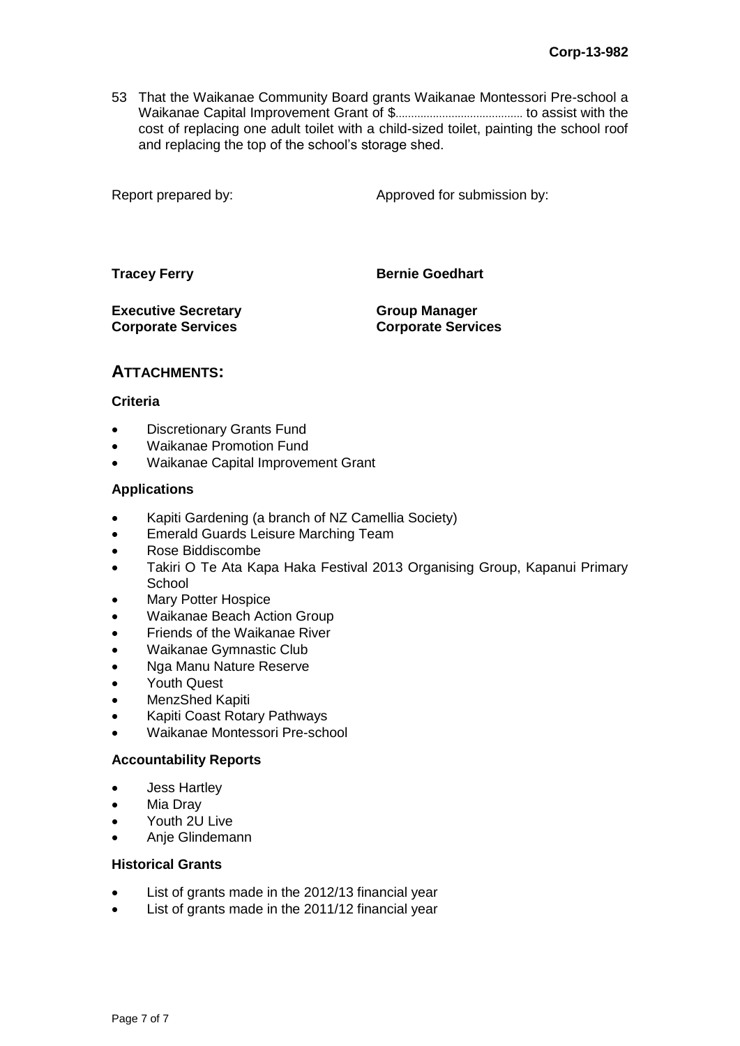53 That the Waikanae Community Board grants Waikanae Montessori Pre-school a Waikanae Capital Improvement Grant of $........................................ to assist with the cost of replacing one adult toilet with a child-sized toilet, painting the school roof and replacing the top of the school's storage shed.

| Report prepared by: | Approved for submission by: |
|---|---|
| **Tracey Ferry** | **Bernie Goedhart** |
| **Executive Secretary**<br>**Corporate Services** | **Group Manager**<br>**Corporate Services** |

## ATTACHMENTS:

### Criteria

- Discretionary Grants Fund
- Waikanae Promotion Fund
- Waikanae Capital Improvement Grant

### Applications

- Kapiti Gardening (a branch of NZ Camellia Society)
- Emerald Guards Leisure Marching Team
- Rose Biddiscombe
- Takiri O Te Ata Kapa Haka Festival 2013 Organising Group, Kapanui Primary School
- Mary Potter Hospice
- Waikanae Beach Action Group
- Friends of the Waikanae River
- Waikanae Gymnastic Club
- Nga Manu Nature Reserve
- Youth Quest
- MenzShed Kapiti
- Kapiti Coast Rotary Pathways
- Waikanae Montessori Pre-school

### Accountability Reports

- Jess Hartley
- Mia Dray
- Youth 2U Live
- Anje Glindemann

### Historical Grants

- List of grants made in the 2012/13 financial year
- List of grants made in the 2011/12 financial year